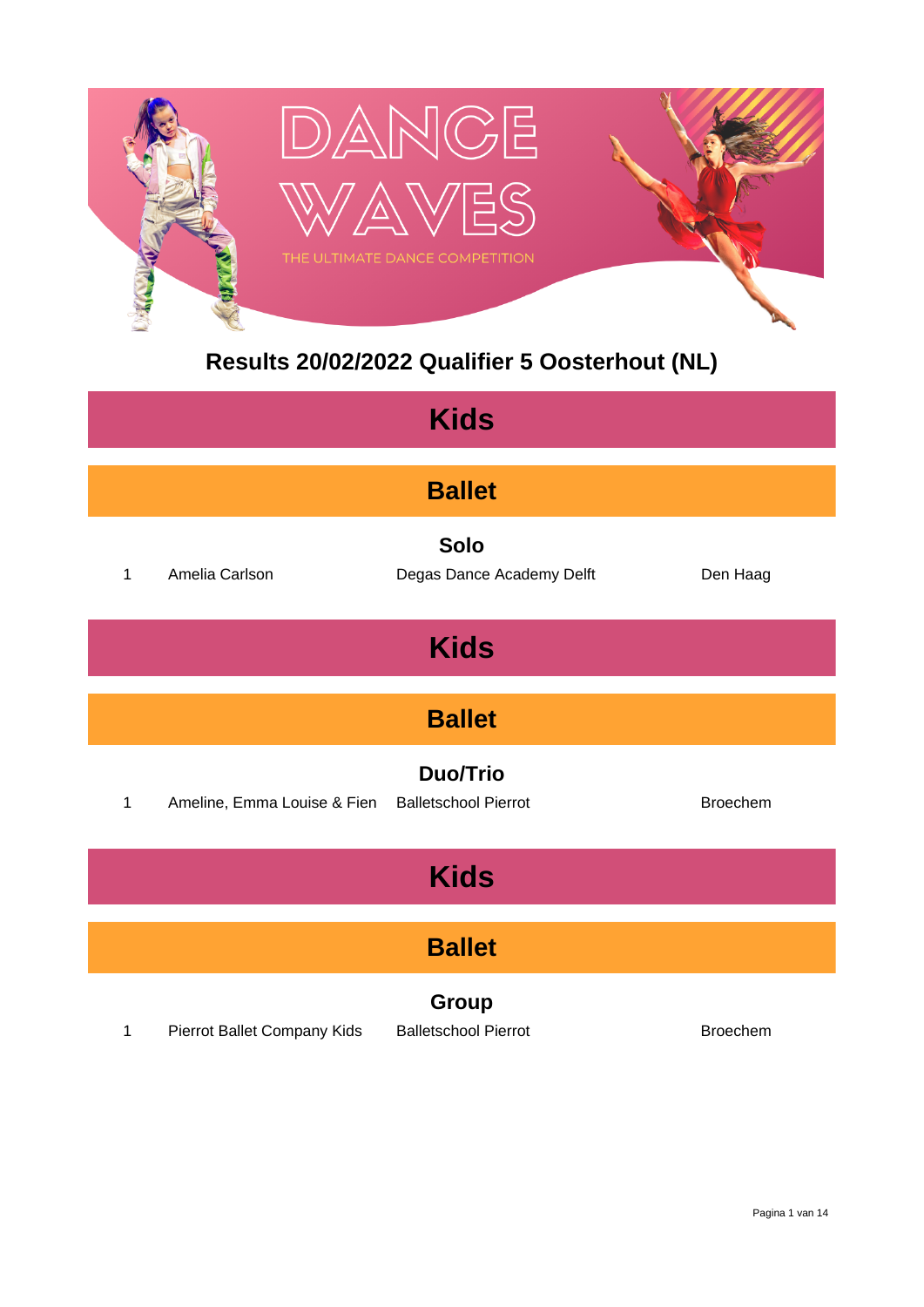DANCE WAVES

THE ULTIMATE DANCE COMPETITION

# Results 20/02/2022 Qualifier 5 Oosterhout (NL)

## Kids

### Ballet

#### Solo

| | | | |
|---|---|---|---|
| 1 | Amelia Carlson | Degas Dance Academy Delft | Den Haag |

## Kids

### Ballet

#### Duo/Trio

| | | | |
|---|---|---|---|
| 1 | Ameline, Emma Louise & Fien | Balletschool Pierrot | Broechem |

## Kids

### Ballet

#### Group

| | | | |
|---|---|---|---|
| 1 | Pierrot Ballet Company Kids | Balletschool Pierrot | Broechem |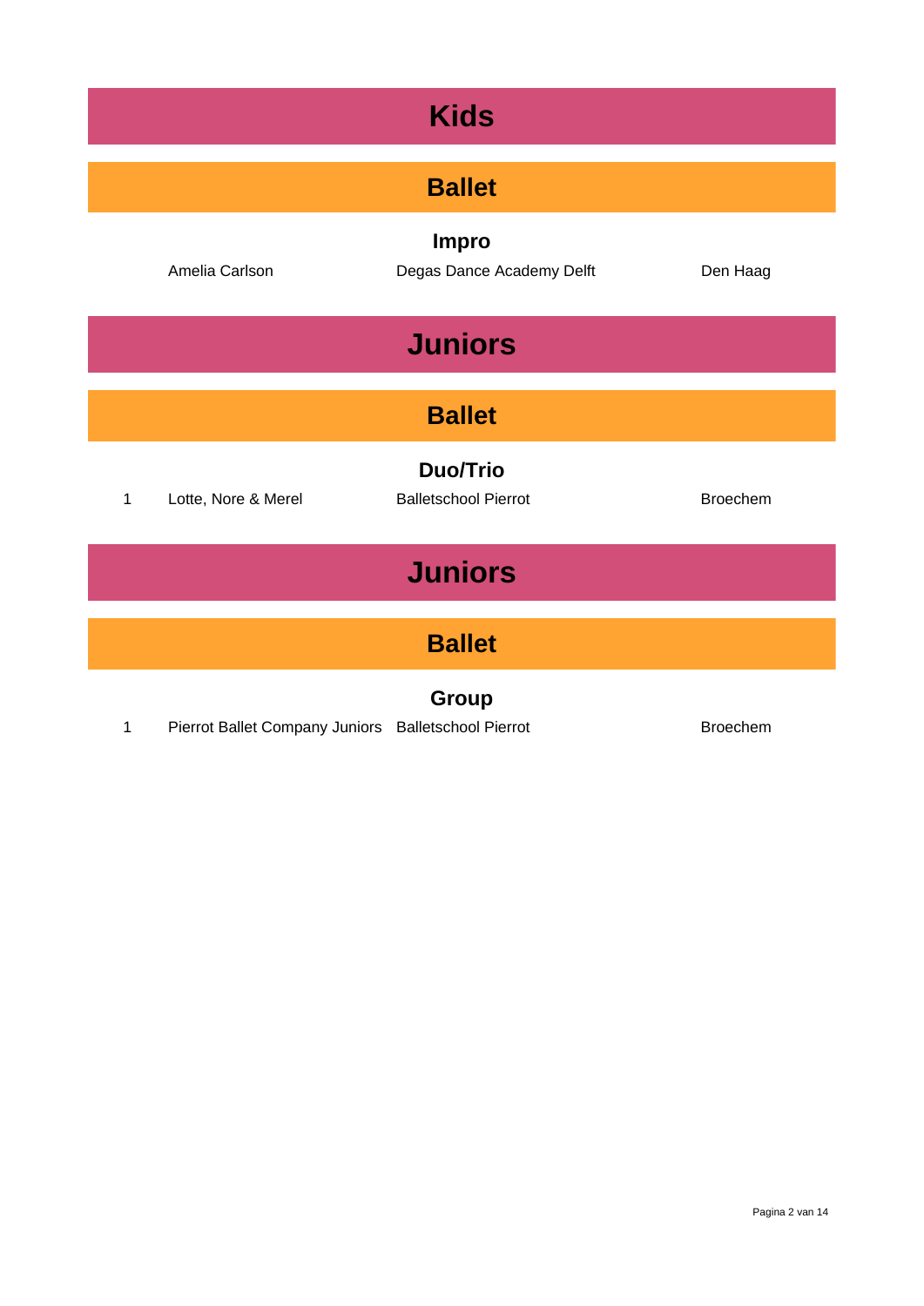# Kids

## Ballet

### Impro

| | Amelia Carlson | Degas Dance Academy Delft | Den Haag |
|---|---|---|---|

# Juniors

## Ballet

### Duo/Trio

| 1 | Lotte, Nore & Merel | Balletschool Pierrot | Broechem |
|---|---|---|---|

# Juniors

## Ballet

### Group

| 1 | Pierrot Ballet Company Juniors | Balletschool Pierrot | Broechem |
|---|---|---|---|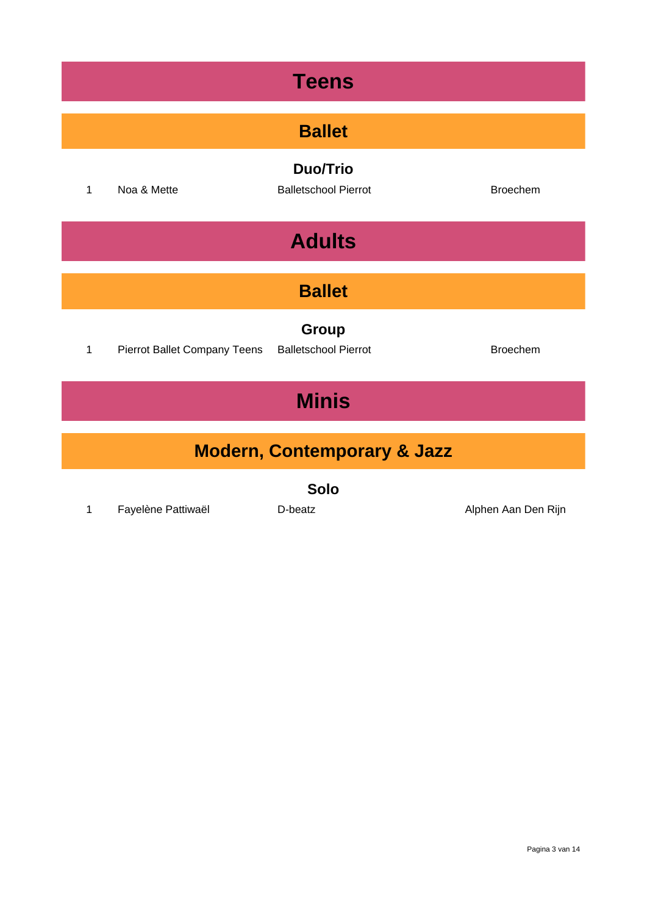# Teens

## Ballet

### Duo/Trio

| | | | |
|---|---|---|---|
| 1 | Noa & Mette | Balletschool Pierrot | Broechem |

# Adults

## Ballet

### Group

| | | | |
|---|---|---|---|
| 1 | Pierrot Ballet Company Teens | Balletschool Pierrot | Broechem |

# Minis

## Modern, Contemporary & Jazz

### Solo

| | | | |
|---|---|---|---|
| 1 | Fayelène Pattiwaël | D-beatz | Alphen Aan Den Rijn |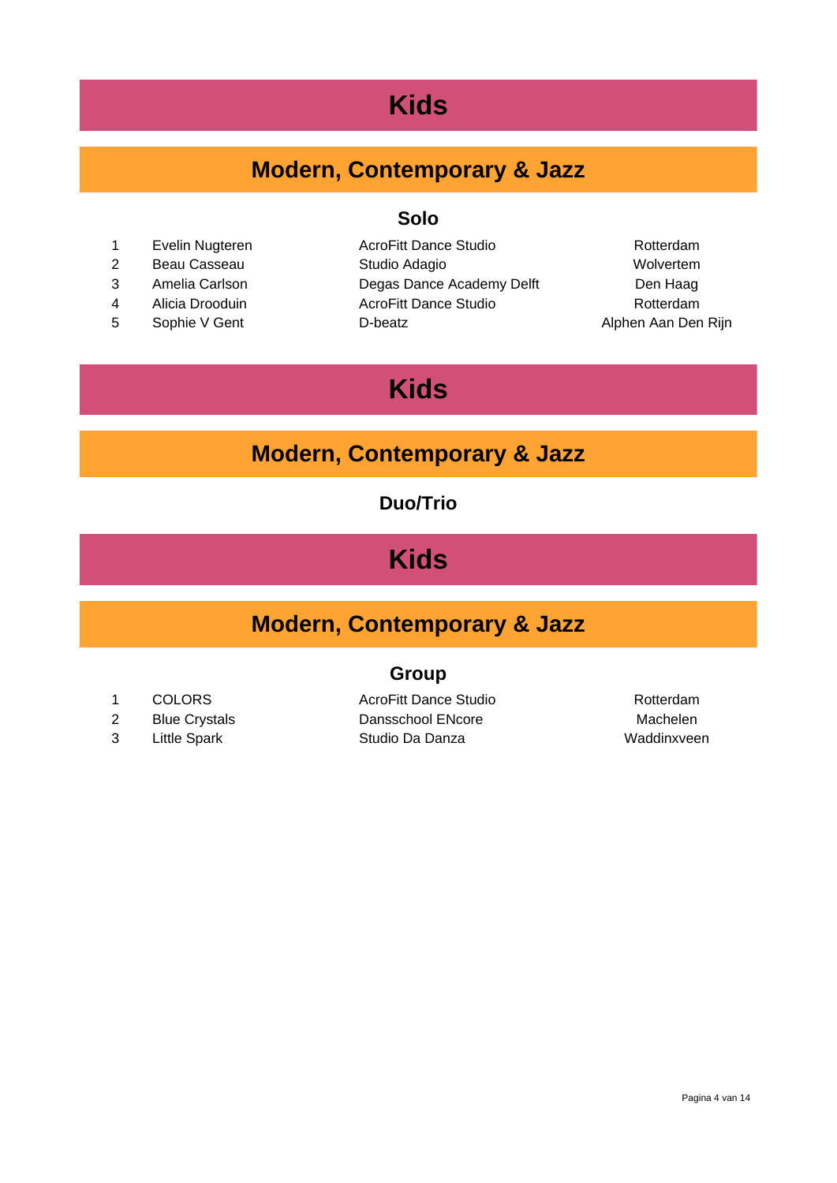# Kids

## Modern, Contemporary & Jazz

### Solo

| | | | |
|---|---|---|---|
| 1 | Evelin Nugteren | AcroFitt Dance Studio | Rotterdam |
| 2 | Beau Casseau | Studio Adagio | Wolvertem |
| 3 | Amelia Carlson | Degas Dance Academy Delft | Den Haag |
| 4 | Alicia Drooduin | AcroFitt Dance Studio | Rotterdam |
| 5 | Sophie V Gent | D-beatz | Alphen Aan Den Rijn |

# Kids

## Modern, Contemporary & Jazz

### Duo/Trio

# Kids

## Modern, Contemporary & Jazz

### Group

| | | | |
|---|---|---|---|
| 1 | COLORS | AcroFitt Dance Studio | Rotterdam |
| 2 | Blue Crystals | Dansschool ENcore | Machelen |
| 3 | Little Spark | Studio Da Danza | Waddinxveen |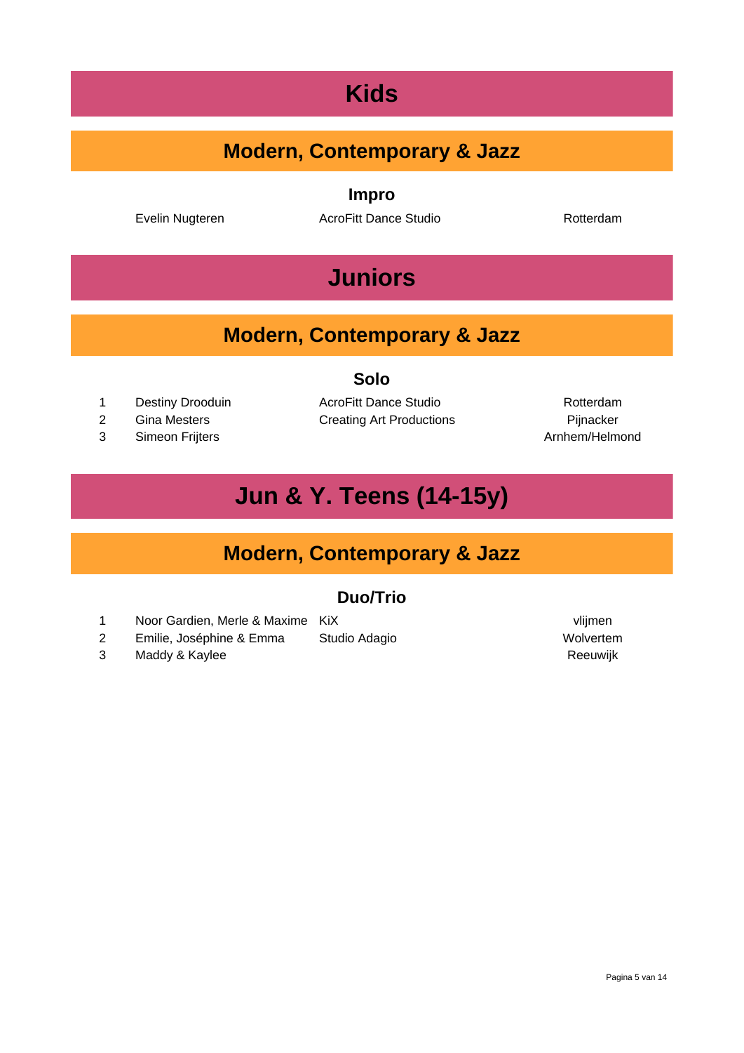# Kids

## Modern, Contemporary & Jazz

### Impro

| | | | |
|---|---|---|---|
| | Evelin Nugteren | AcroFitt Dance Studio | Rotterdam |

# Juniors

## Modern, Contemporary & Jazz

### Solo

| | | | |
|---|---|---|---|
| 1 | Destiny Drooduin | AcroFitt Dance Studio | Rotterdam |
| 2 | Gina Mesters | Creating Art Productions | Pijnacker |
| 3 | Simeon Frijters | | Arnhem/Helmond |

# Jun & Y. Teens (14-15y)

## Modern, Contemporary & Jazz

### Duo/Trio

| | | | |
|---|---|---|---|
| 1 | Noor Gardien, Merle & Maxime | KiX | vlijmen |
| 2 | Emilie, Joséphine & Emma | Studio Adagio | Wolvertem |
| 3 | Maddy & Kaylee | | Reeuwijk |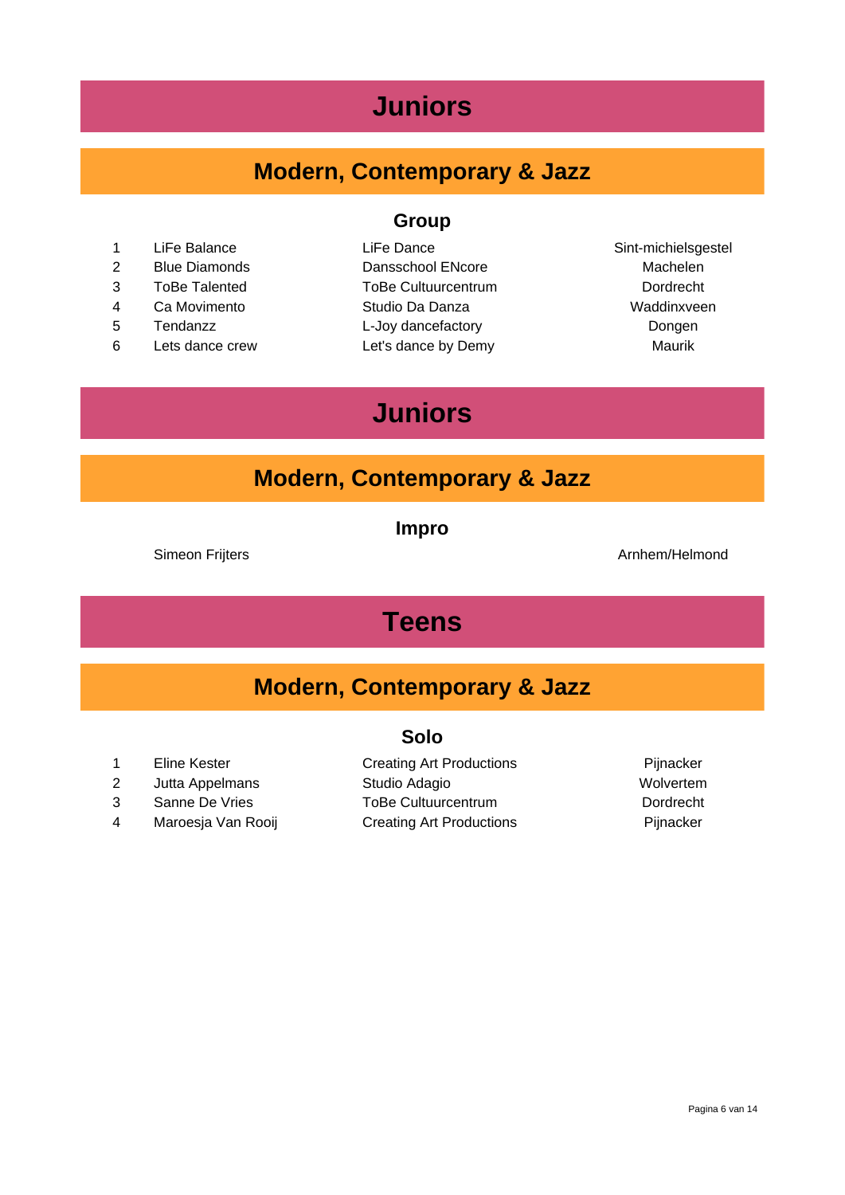# Juniors

## Modern, Contemporary & Jazz

### Group

| | | | |
|---|---|---|---|
| 1 | LiFe Balance | LiFe Dance | Sint-michielsgestel |
| 2 | Blue Diamonds | Dansschool ENcore | Machelen |
| 3 | ToBe Talented | ToBe Cultuurcentrum | Dordrecht |
| 4 | Ca Movimento | Studio Da Danza | Waddinxveen |
| 5 | Tendanzz | L-Joy dancefactory | Dongen |
| 6 | Lets dance crew | Let's dance by Demy | Maurik |

# Juniors

## Modern, Contemporary & Jazz

### Impro

| | |
|---|---|
| Simeon Frijters | Arnhem/Helmond |

# Teens

## Modern, Contemporary & Jazz

### Solo

| | | | |
|---|---|---|---|
| 1 | Eline Kester | Creating Art Productions | Pijnacker |
| 2 | Jutta Appelmans | Studio Adagio | Wolvertem |
| 3 | Sanne De Vries | ToBe Cultuurcentrum | Dordrecht |
| 4 | Maroesja Van Rooij | Creating Art Productions | Pijnacker |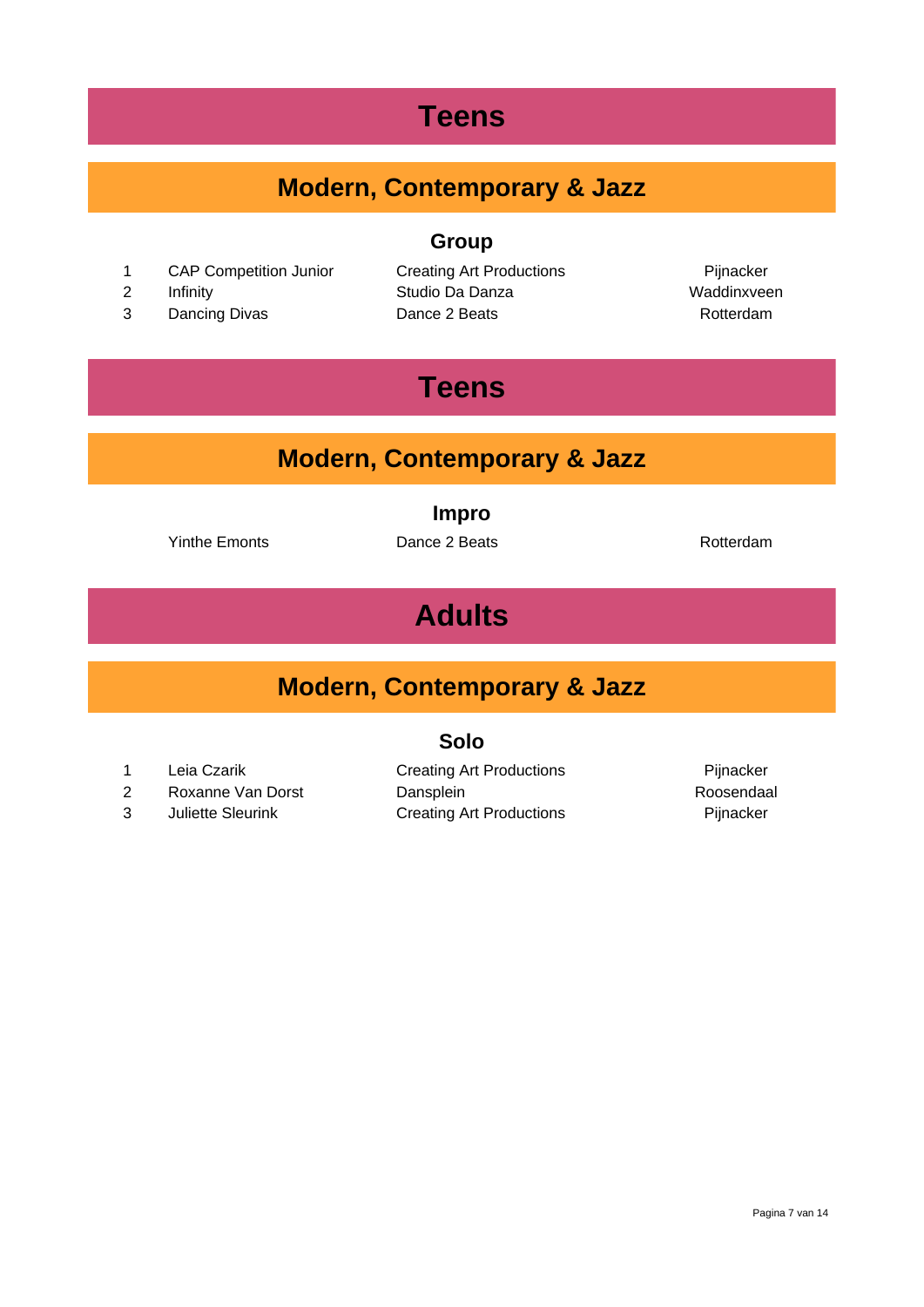# Teens

## Modern, Contemporary & Jazz

### Group

| | | | |
|---|---|---|---|
| 1 | CAP Competition Junior | Creating Art Productions | Pijnacker |
| 2 | Infinity | Studio Da Danza | Waddinxveen |
| 3 | Dancing Divas | Dance 2 Beats | Rotterdam |

# Teens

## Modern, Contemporary & Jazz

### Impro

| | | | |
|---|---|---|---|
| | Yinthe Emonts | Dance 2 Beats | Rotterdam |

# Adults

## Modern, Contemporary & Jazz

### Solo

| | | | |
|---|---|---|---|
| 1 | Leia Czarik | Creating Art Productions | Pijnacker |
| 2 | Roxanne Van Dorst | Dansplein | Roosendaal |
| 3 | Juliette Sleurink | Creating Art Productions | Pijnacker |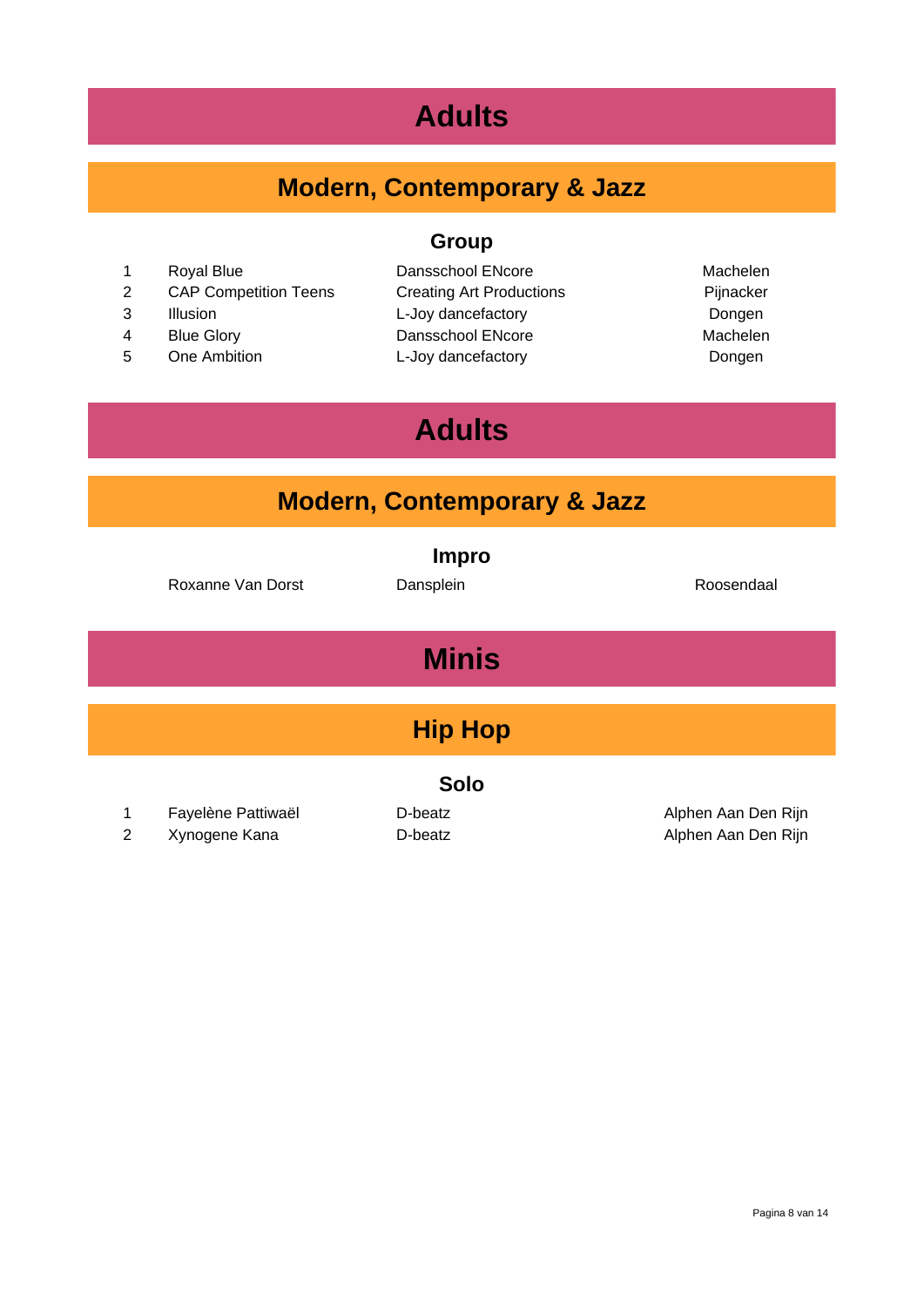# Adults

## Modern, Contemporary & Jazz

### Group

| | | | |
|---|---|---|---|
| 1 | Royal Blue | Dansschool ENcore | Machelen |
| 2 | CAP Competition Teens | Creating Art Productions | Pijnacker |
| 3 | Illusion | L-Joy dancefactory | Dongen |
| 4 | Blue Glory | Dansschool ENcore | Machelen |
| 5 | One Ambition | L-Joy dancefactory | Dongen |

# Adults

## Modern, Contemporary & Jazz

### Impro

| | | | |
|---|---|---|---|
| | Roxanne Van Dorst | Dansplein | Roosendaal |

# Minis

## Hip Hop

### Solo

| | | | |
|---|---|---|---|
| 1 | Fayelène Pattiwaël | D-beatz | Alphen Aan Den Rijn |
| 2 | Xynogene Kana | D-beatz | Alphen Aan Den Rijn |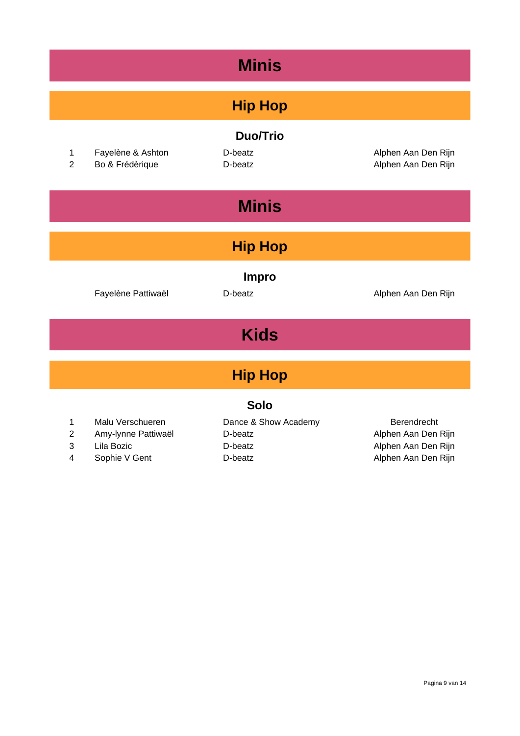# Minis

## Hip Hop

### Duo/Trio

| | | | |
|---|---|---|---|
| 1 | Fayelène & Ashton | D-beatz | Alphen Aan Den Rijn |
| 2 | Bo & Frédèrique | D-beatz | Alphen Aan Den Rijn |

# Minis

## Hip Hop

### Impro

| | | | |
|---|---|---|---|
| | Fayelène Pattiwaël | D-beatz | Alphen Aan Den Rijn |

# Kids

## Hip Hop

### Solo

| | | | |
|---|---|---|---|
| 1 | Malu Verschueren | Dance & Show Academy | Berendrecht |
| 2 | Amy-lynne Pattiwaël | D-beatz | Alphen Aan Den Rijn |
| 3 | Lila Bozic | D-beatz | Alphen Aan Den Rijn |
| 4 | Sophie V Gent | D-beatz | Alphen Aan Den Rijn |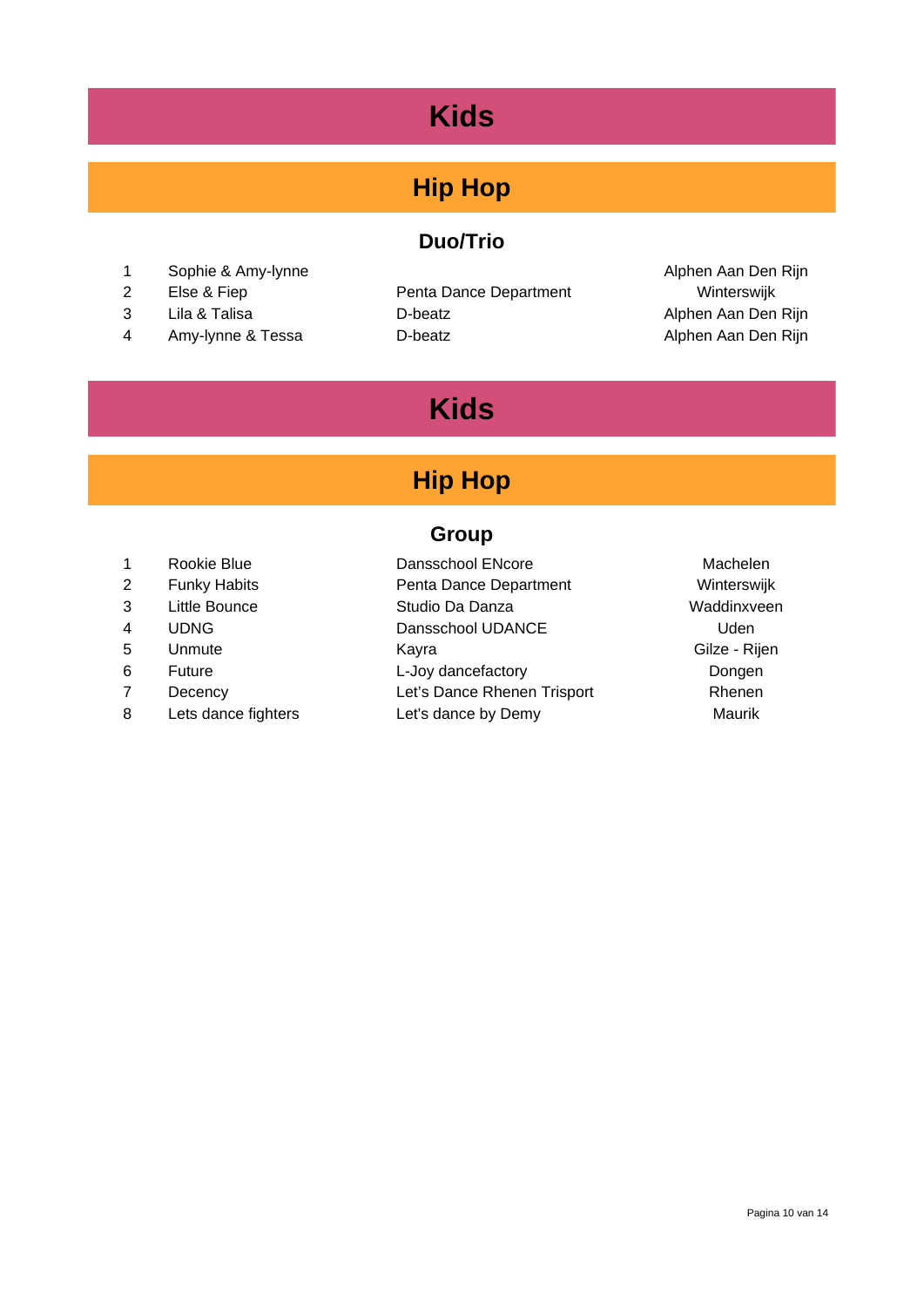# Kids

## Hip Hop

### Duo/Trio

| | | | |
|---|---|---|---|
| 1 | Sophie & Amy-lynne | | Alphen Aan Den Rijn |
| 2 | Else & Fiep | Penta Dance Department | Winterswijk |
| 3 | Lila & Talisa | D-beatz | Alphen Aan Den Rijn |
| 4 | Amy-lynne & Tessa | D-beatz | Alphen Aan Den Rijn |

# Kids

## Hip Hop

### Group

| | | | |
|---|---|---|---|
| 1 | Rookie Blue | Dansschool ENcore | Machelen |
| 2 | Funky Habits | Penta Dance Department | Winterswijk |
| 3 | Little Bounce | Studio Da Danza | Waddinxveen |
| 4 | UDNG | Dansschool UDANCE | Uden |
| 5 | Unmute | Kayra | Gilze - Rijen |
| 6 | Future | L-Joy dancefactory | Dongen |
| 7 | Decency | Let's Dance Rhenen Trisport | Rhenen |
| 8 | Lets dance fighters | Let's dance by Demy | Maurik |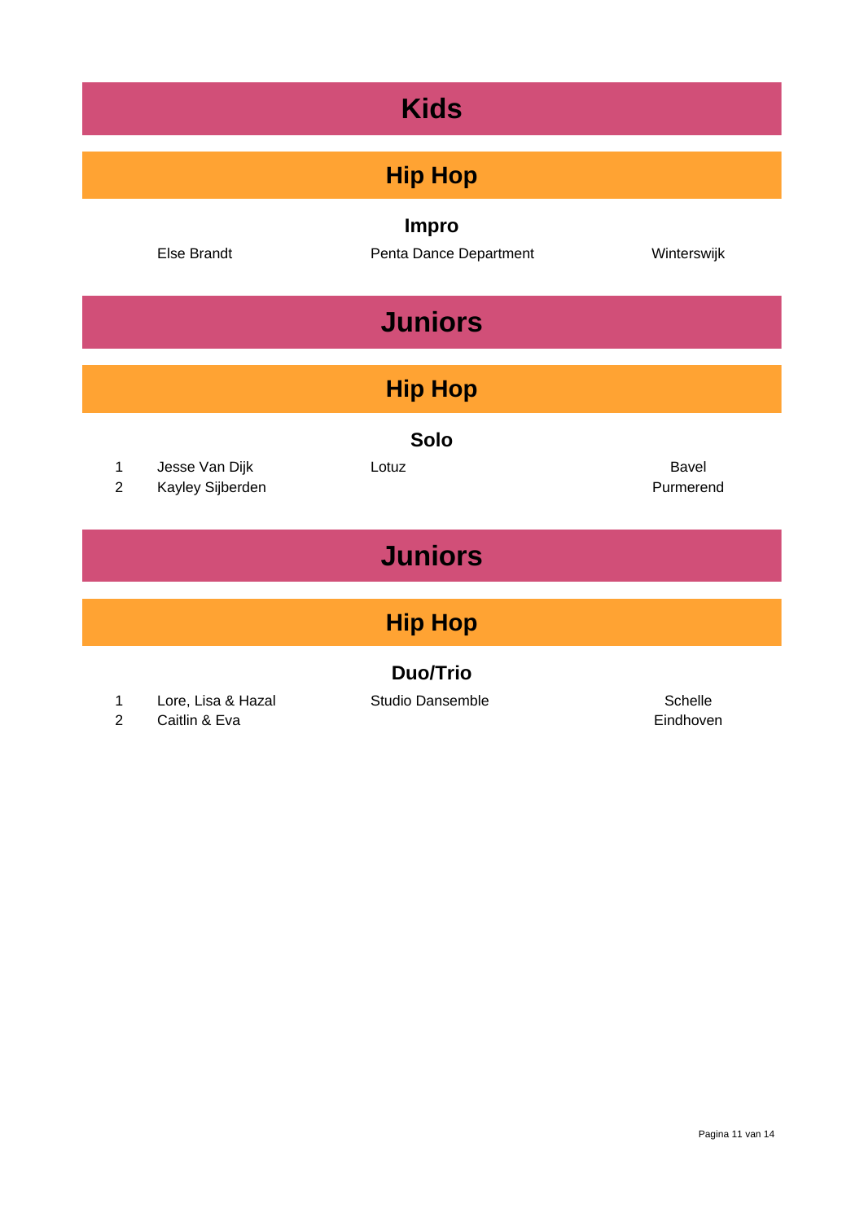# Kids

## Hip Hop

### Impro

| | Name | Studio | City |
|---|---|---|---|
| | Else Brandt | Penta Dance Department | Winterswijk |

# Juniors

## Hip Hop

### Solo

| | Name | Studio | City |
|---|---|---|---|
| 1 | Jesse Van Dijk | Lotuz | Bavel |
| 2 | Kayley Sijberden | | Purmerend |

# Juniors

## Hip Hop

### Duo/Trio

| | Name | Studio | City |
|---|---|---|---|
| 1 | Lore, Lisa & Hazal | Studio Dansemble | Schelle |
| 2 | Caitlin & Eva | | Eindhoven |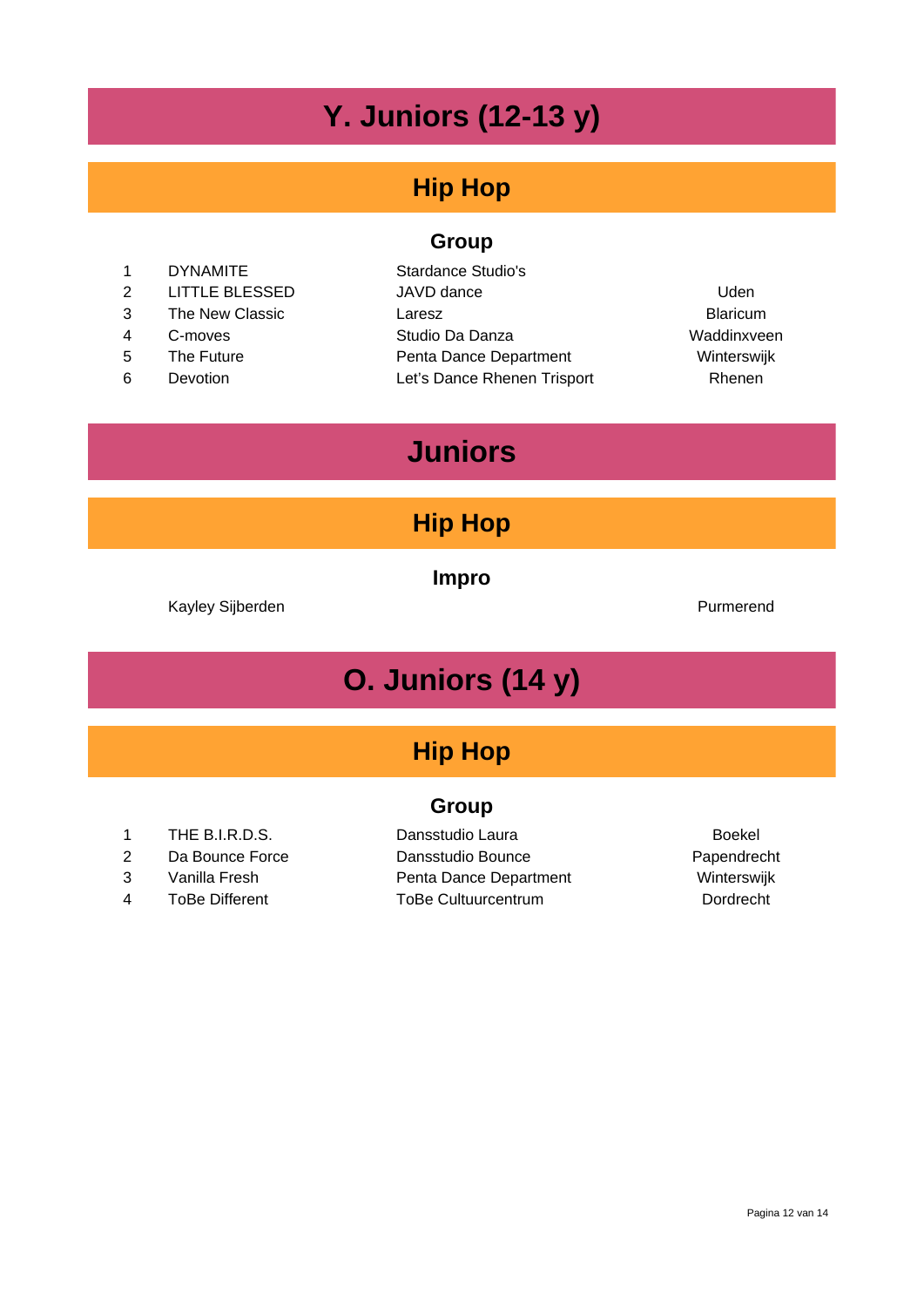# Y. Juniors (12-13 y)

## Hip Hop

### Group

| | | | |
|---|---|---|---|
| 1 | DYNAMITE | Stardance Studio's | |
| 2 | LITTLE BLESSED | JAVD dance | Uden |
| 3 | The New Classic | Laresz | Blaricum |
| 4 | C-moves | Studio Da Danza | Waddinxveen |
| 5 | The Future | Penta Dance Department | Winterswijk |
| 6 | Devotion | Let's Dance Rhenen Trisport | Rhenen |

# Juniors

## Hip Hop

### Impro

| | |
|---|---|
| Kayley Sijberden | Purmerend |

# O. Juniors (14 y)

## Hip Hop

### Group

| | | | |
|---|---|---|---|
| 1 | THE B.I.R.D.S. | Dansstudio Laura | Boekel |
| 2 | Da Bounce Force | Dansstudio Bounce | Papendrecht |
| 3 | Vanilla Fresh | Penta Dance Department | Winterswijk |
| 4 | ToBe Different | ToBe Cultuurcentrum | Dordrecht |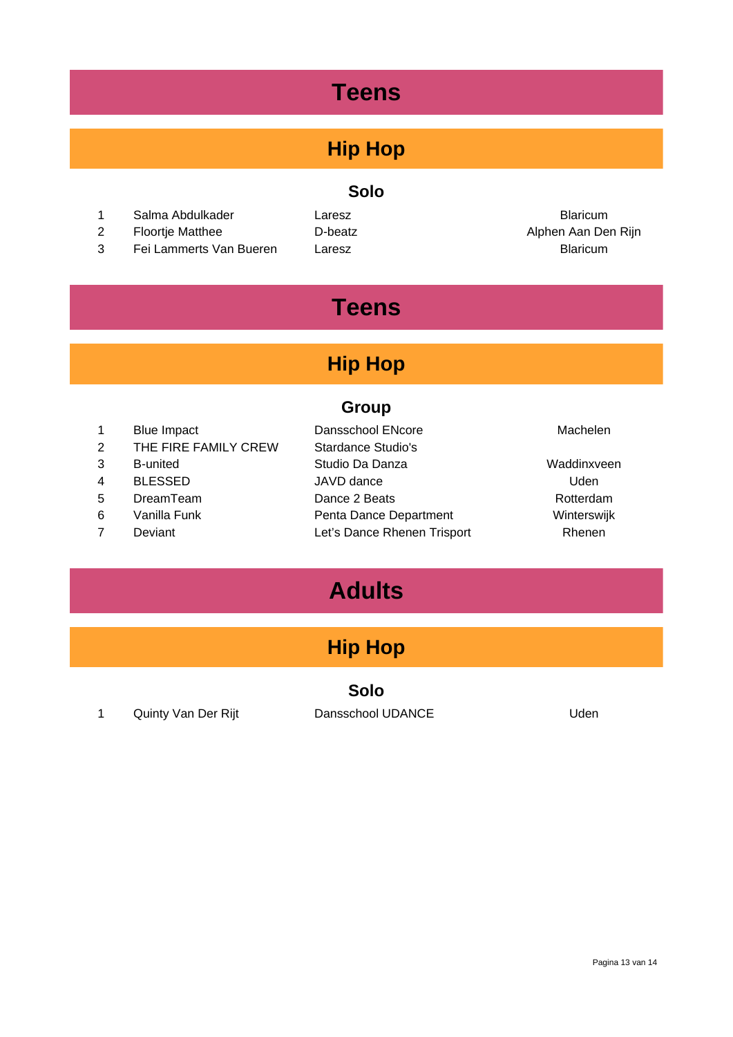# Teens

## Hip Hop

### Solo

| | | | |
|---|---|---|---|
| 1 | Salma Abdulkader | Laresz | Blaricum |
| 2 | Floortje Matthee | D-beatz | Alphen Aan Den Rijn |
| 3 | Fei Lammerts Van Bueren | Laresz | Blaricum |

# Teens

## Hip Hop

### Group

| | | | |
|---|---|---|---|
| 1 | Blue Impact | Dansschool ENcore | Machelen |
| 2 | THE FIRE FAMILY CREW | Stardance Studio's | |
| 3 | B-united | Studio Da Danza | Waddinxveen |
| 4 | BLESSED | JAVD dance | Uden |
| 5 | DreamTeam | Dance 2 Beats | Rotterdam |
| 6 | Vanilla Funk | Penta Dance Department | Winterswijk |
| 7 | Deviant | Let's Dance Rhenen Trisport | Rhenen |

# Adults

## Hip Hop

### Solo

| | | | |
|---|---|---|---|
| 1 | Quinty Van Der Rijt | Dansschool UDANCE | Uden |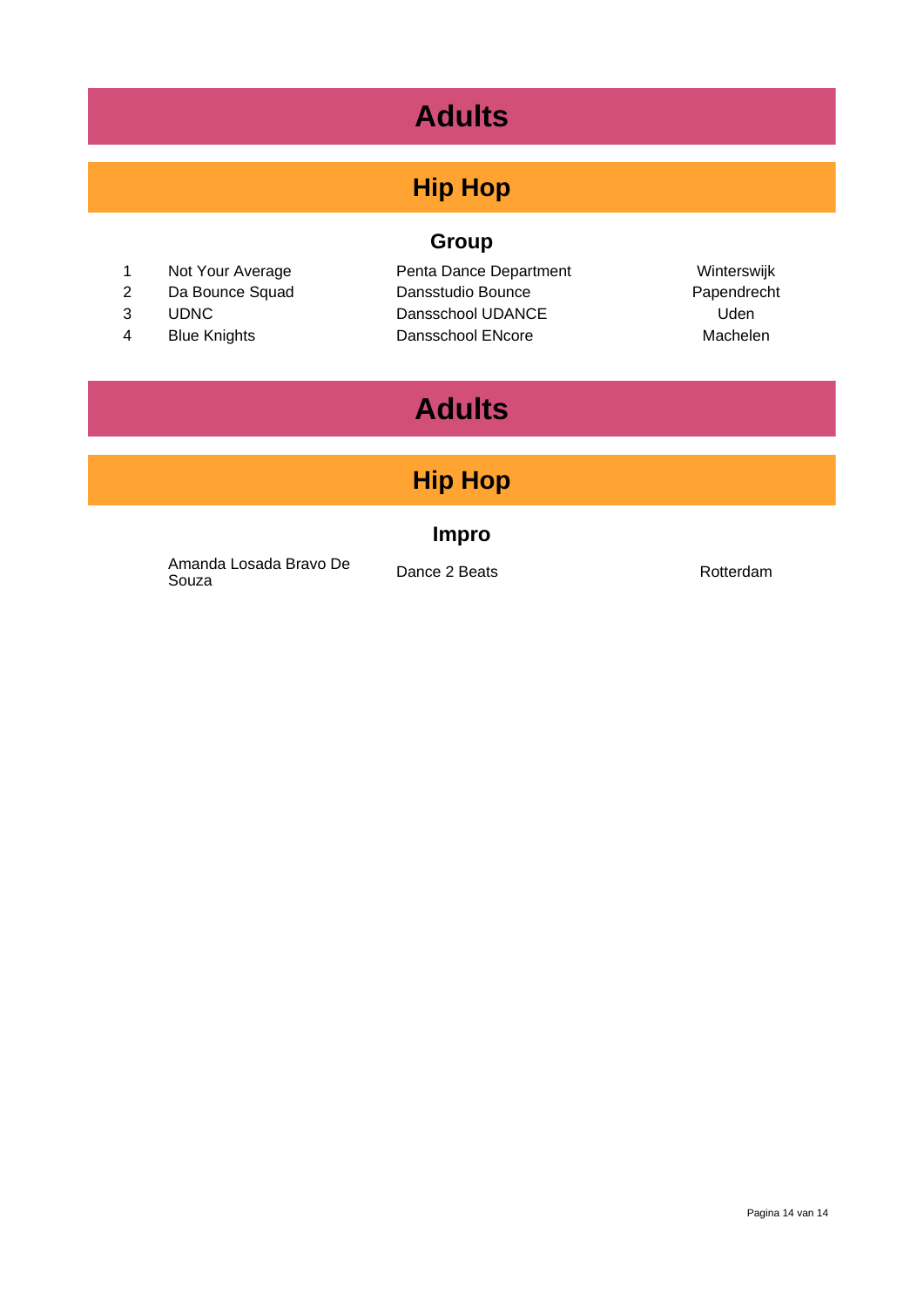# Adults

## Hip Hop

### Group

| | | | |
|---|---|---|---|
| 1 | Not Your Average | Penta Dance Department | Winterswijk |
| 2 | Da Bounce Squad | Dansstudio Bounce | Papendrecht |
| 3 | UDNC | Dansschool UDANCE | Uden |
| 4 | Blue Knights | Dansschool ENcore | Machelen |

# Adults

## Hip Hop

### Impro

| | | |
|---|---|---|
| Amanda Losada Bravo De Souza | Dance 2 Beats | Rotterdam |